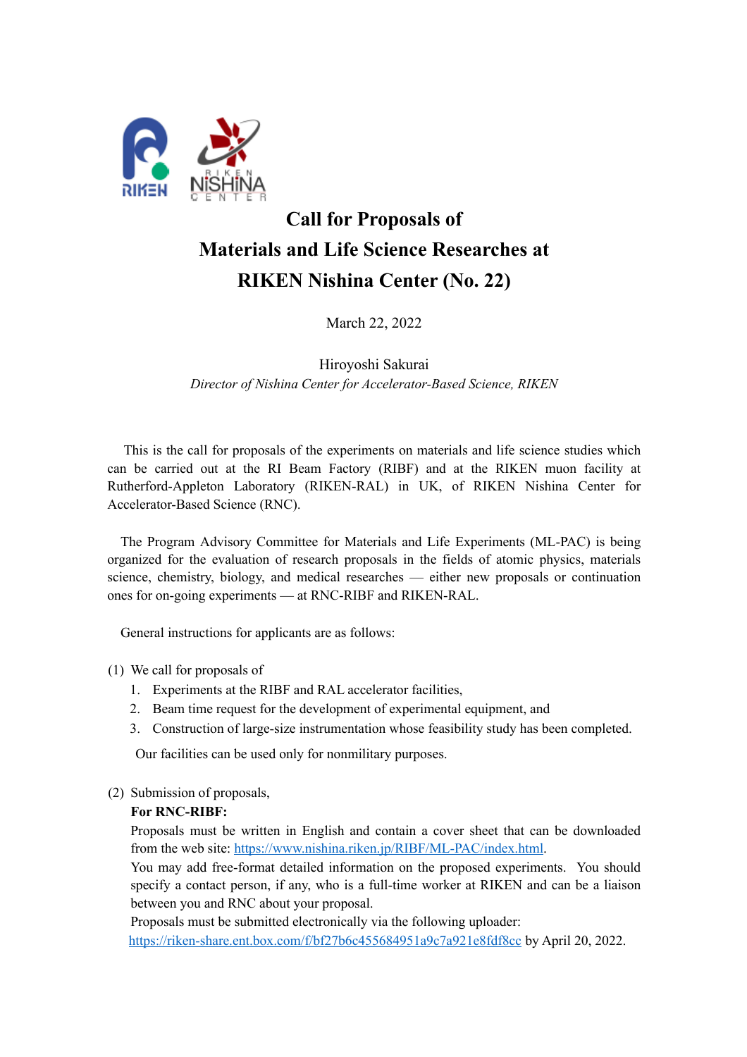# Call for Proposals of Materials and Life Science Researches at RIKEN Nishina Center (No. 22)

March 22, 2022

Hiroyoshi Sakurai
*Director of Nishina Center for Accelerator-Based Science, RIKEN*

This is the call for proposals of the experiments on materials and life science studies which can be carried out at the RI Beam Factory (RIBF) and at the RIKEN muon facility at Rutherford-Appleton Laboratory (RIKEN-RAL) in UK, of RIKEN Nishina Center for Accelerator-Based Science (RNC).

The Program Advisory Committee for Materials and Life Experiments (ML-PAC) is being organized for the evaluation of research proposals in the fields of atomic physics, materials science, chemistry, biology, and medical researches — either new proposals or continuation ones for on-going experiments — at RNC-RIBF and RIKEN-RAL.

General instructions for applicants are as follows:

(1) We call for proposals of

1. Experiments at the RIBF and RAL accelerator facilities,
2. Beam time request for the development of experimental equipment, and
3. Construction of large-size instrumentation whose feasibility study has been completed.

Our facilities can be used only for nonmilitary purposes.

(2) Submission of proposals,

**For RNC-RIBF:**

Proposals must be written in English and contain a cover sheet that can be downloaded from the web site: https://www.nishina.riken.jp/RIBF/ML-PAC/index.html.

You may add free-format detailed information on the proposed experiments. You should specify a contact person, if any, who is a full-time worker at RIKEN and can be a liaison between you and RNC about your proposal.

Proposals must be submitted electronically via the following uploader:
https://riken-share.ent.box.com/f/bf27b6c455684951a9c7a921e8fdf8cc by April 20, 2022.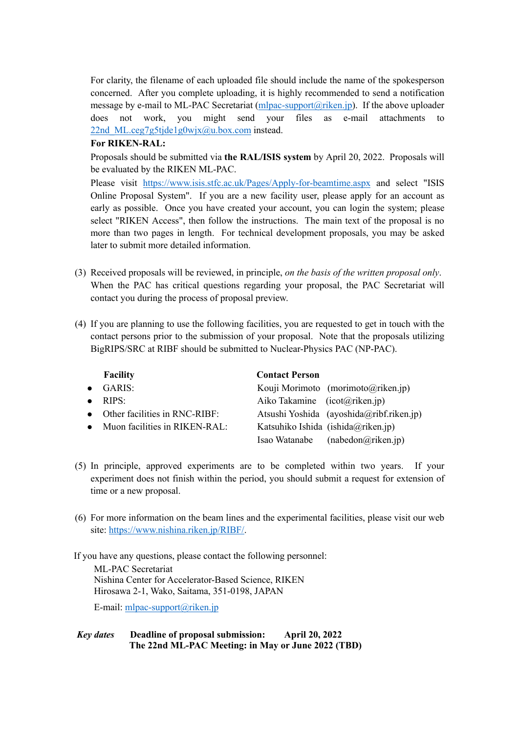For clarity, the filename of each uploaded file should include the name of the spokesperson concerned. After you complete uploading, it is highly recommended to send a notification message by e-mail to ML-PAC Secretariat (mlpac-support@riken.jp). If the above uploader does not work, you might send your files as e-mail attachments to 22nd_ML.ceg7g5tjde1g0wjx@u.box.com instead.

**For RIKEN-RAL:**

Proposals should be submitted via **the RAL/ISIS system** by April 20, 2022. Proposals will be evaluated by the RIKEN ML-PAC.

Please visit https://www.isis.stfc.ac.uk/Pages/Apply-for-beamtime.aspx and select "ISIS Online Proposal System". If you are a new facility user, please apply for an account as early as possible. Once you have created your account, you can login the system; please select "RIKEN Access", then follow the instructions. The main text of the proposal is no more than two pages in length. For technical development proposals, you may be asked later to submit more detailed information.

(3) Received proposals will be reviewed, in principle, *on the basis of the written proposal only*. When the PAC has critical questions regarding your proposal, the PAC Secretariat will contact you during the process of proposal preview.

(4) If you are planning to use the following facilities, you are requested to get in touch with the contact persons prior to the submission of your proposal. Note that the proposals utilizing BigRIPS/SRC at RIBF should be submitted to Nuclear-Physics PAC (NP-PAC).

| Facility | Contact Person |
|---|---|
| • GARIS: | Kouji Morimoto (morimoto@riken.jp) |
| • RIPS: | Aiko Takamine (icot@riken.jp) |
| • Other facilities in RNC-RIBF: | Atsushi Yoshida (ayoshida@ribf.riken.jp) |
| • Muon facilities in RIKEN-RAL: | Katsuhiko Ishida (ishida@riken.jp) |
| | Isao Watanabe (nabedon@riken.jp) |

(5) In principle, approved experiments are to be completed within two years. If your experiment does not finish within the period, you should submit a request for extension of time or a new proposal.

(6) For more information on the beam lines and the experimental facilities, please visit our web site: https://www.nishina.riken.jp/RIBF/.

If you have any questions, please contact the following personnel:

ML-PAC Secretariat
Nishina Center for Accelerator-Based Science, RIKEN
Hirosawa 2-1, Wako, Saitama, 351-0198, JAPAN

E-mail: mlpac-support@riken.jp

***Key dates*** **Deadline of proposal submission: April 20, 2022**
**The 22nd ML-PAC Meeting: in May or June 2022 (TBD)**